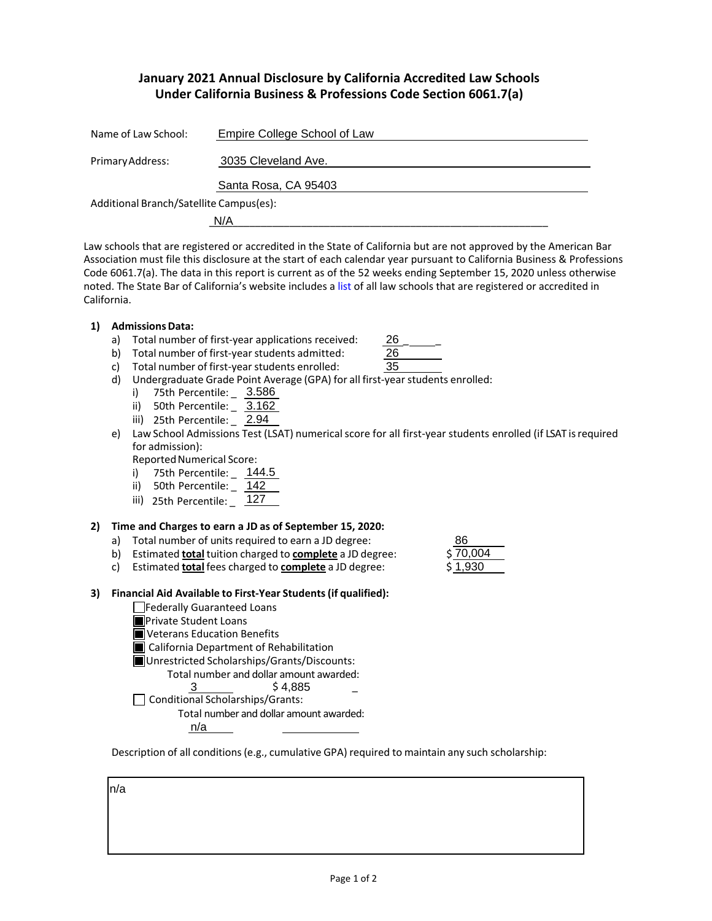# January 2021 Annual Disclosure by California Accredited Law Schools Under California Business & Professions Code Section 6061.7(a)

Name of Law School: Empire College School of Law

Primary Address: 3035 Cleveland Ave.
Santa Rosa, CA 95403

Additional Branch/Satellite Campus(es):
N/A

Law schools that are registered or accredited in the State of California but are not approved by the American Bar Association must file this disclosure at the start of each calendar year pursuant to California Business & Professions Code 6061.7(a). The data in this report is current as of the 52 weeks ending September 15, 2020 unless otherwise noted. The State Bar of California's website includes a list of all law schools that are registered or accredited in California.

**1) Admissions Data:**

a) Total number of first-year applications received: 26
b) Total number of first-year students admitted: 26
c) Total number of first-year students enrolled: 35
d) Undergraduate Grade Point Average (GPA) for all first-year students enrolled:
   i) 75th Percentile: 3.586
   ii) 50th Percentile: 3.162
   iii) 25th Percentile: 2.94
e) Law School Admissions Test (LSAT) numerical score for all first-year students enrolled (if LSAT is required for admission):
   Reported Numerical Score:
   i) 75th Percentile: 144.5
   ii) 50th Percentile: 142
   iii) 25th Percentile: 127

**2) Time and Charges to earn a JD as of September 15, 2020:**

a) Total number of units required to earn a JD degree: 86
b) Estimated **total** tuition charged to **complete** a JD degree: $ 70,004
c) Estimated **total** fees charged to **complete** a JD degree: $ 1,930

**3) Financial Aid Available to First-Year Students (if qualified):**

- [ ] Federally Guaranteed Loans
- [x] Private Student Loans
- [x] Veterans Education Benefits
- [x] California Department of Rehabilitation
- [x] Unrestricted Scholarships/Grants/Discounts:
  Total number and dollar amount awarded:
  3 $ 4,885
- [ ] Conditional Scholarships/Grants:
  Total number and dollar amount awarded:
  n/a

Description of all conditions (e.g., cumulative GPA) required to maintain any such scholarship:

n/a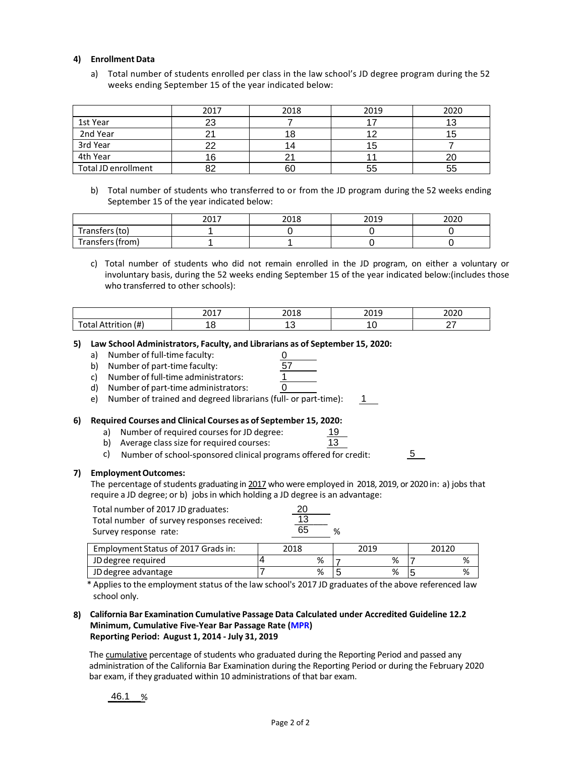**4) Enrollment Data**

a) Total number of students enrolled per class in the law school's JD degree program during the 52 weeks ending September 15 of the year indicated below:

| | 2017 | 2018 | 2019 | 2020 |
|---|---|---|---|---|
| 1st Year | 23 | 7 | 17 | 13 |
| 2nd Year | 21 | 18 | 12 | 15 |
| 3rd Year | 22 | 14 | 15 | 7 |
| 4th Year | 16 | 21 | 11 | 20 |
| Total JD enrollment | 82 | 60 | 55 | 55 |

b) Total number of students who transferred to or from the JD program during the 52 weeks ending September 15 of the year indicated below:

| | 2017 | 2018 | 2019 | 2020 |
|---|---|---|---|---|
| Transfers (to) | 1 | 0 | 0 | 0 |
| Transfers (from) | 1 | 1 | 0 | 0 |

c) Total number of students who did not remain enrolled in the JD program, on either a voluntary or involuntary basis, during the 52 weeks ending September 15 of the year indicated below:(includes those who transferred to other schools):

| | 2017 | 2018 | 2019 | 2020 |
|---|---|---|---|---|
| Total Attrition (#) | 18 | 13 | 10 | 27 |

**5) Law School Administrators, Faculty, and Librarians as of September 15, 2020:**

a) Number of full-time faculty: 0
b) Number of part-time faculty: 57
c) Number of full-time administrators: 1
d) Number of part-time administrators: 0
e) Number of trained and degreed librarians (full- or part-time): 1

**6) Required Courses and Clinical Courses as of September 15, 2020:**

a) Number of required courses for JD degree: 19
b) Average class size for required courses: 13
c) Number of school-sponsored clinical programs offered for credit: 5

**7) Employment Outcomes:**

The percentage of students graduating in 2017 who were employed in 2018, 2019, or 2020 in: a) jobs that require a JD degree; or b) jobs in which holding a JD degree is an advantage:

Total number of 2017 JD graduates: 20
Total number of survey responses received: 13
Survey response rate: 65 %

| Employment Status of 2017 Grads in: | 2018 | 2019 | 20120 |
|---|---|---|---|
| JD degree required | 4 % | 7 % | 7 % |
| JD degree advantage | 7 % | 5 % | 5 % |

\* Applies to the employment status of the law school's 2017 JD graduates of the above referenced law school only.

**8) California Bar Examination Cumulative Passage Data Calculated under Accredited Guideline 12.2 Minimum, Cumulative Five-Year Bar Passage Rate (MPR)**
**Reporting Period: August 1, 2014 - July 31, 2019**

The cumulative percentage of students who graduated during the Reporting Period and passed any administration of the California Bar Examination during the Reporting Period or during the February 2020 bar exam, if they graduated within 10 administrations of that bar exam.

46.1 %